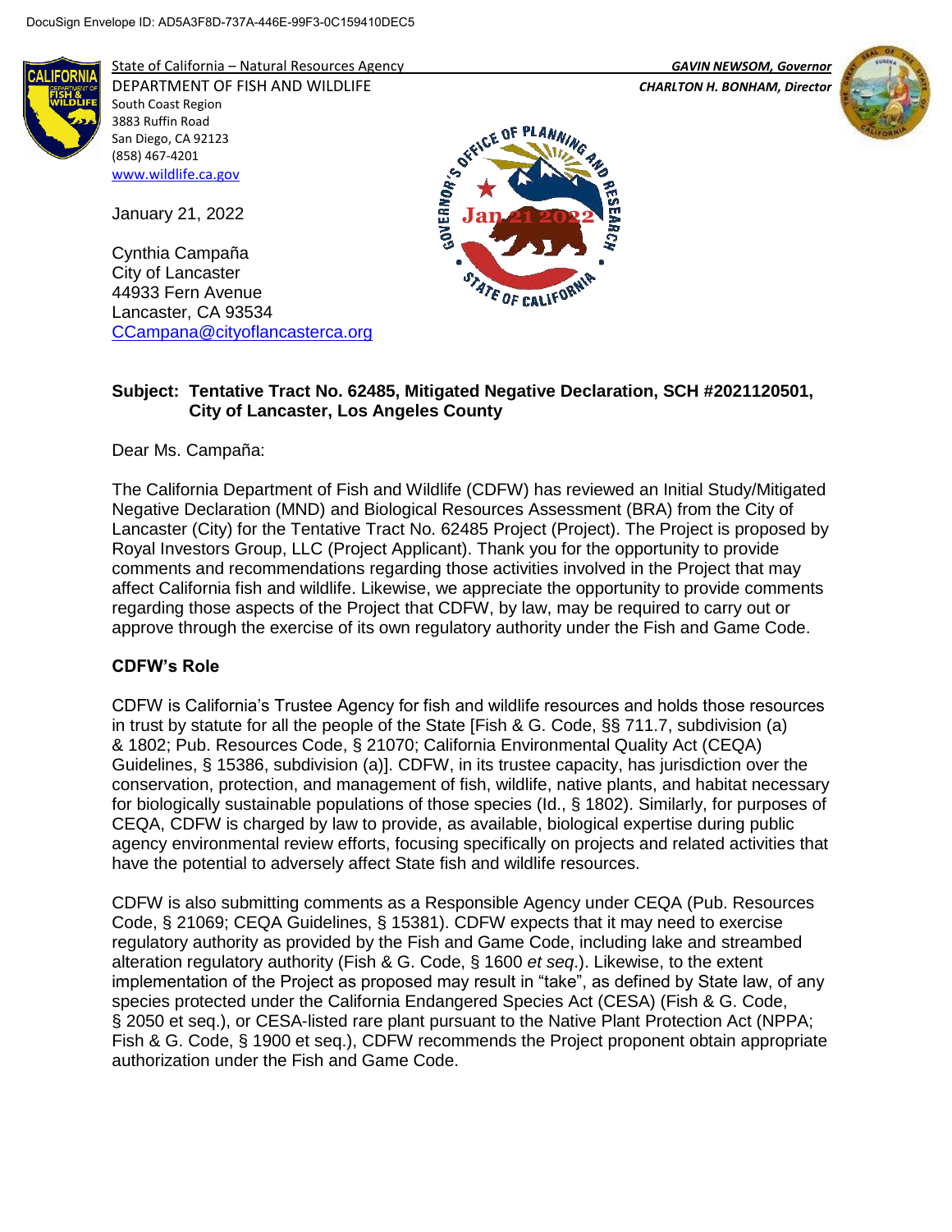DocuSign Envelope ID: AD5A3F8D-737A-446E-99F3-0C159410DEC5

State of California – Natural Resources Agency
DEPARTMENT OF FISH AND WILDLIFE
South Coast Region
3883 Ruffin Road
San Diego, CA 92123
(858) 467-4201
www.wildlife.ca.gov

*GAVIN NEWSOM, Governor*
*CHARLTON H. BONHAM, Director*

January 21, 2022

Cynthia Campaña
City of Lancaster
44933 Fern Avenue
Lancaster, CA 93534
CCampana@cityoflancasterca.org

**Subject: Tentative Tract No. 62485, Mitigated Negative Declaration, SCH #2021120501, City of Lancaster, Los Angeles County**

Dear Ms. Campaña:

The California Department of Fish and Wildlife (CDFW) has reviewed an Initial Study/Mitigated Negative Declaration (MND) and Biological Resources Assessment (BRA) from the City of Lancaster (City) for the Tentative Tract No. 62485 Project (Project). The Project is proposed by Royal Investors Group, LLC (Project Applicant). Thank you for the opportunity to provide comments and recommendations regarding those activities involved in the Project that may affect California fish and wildlife. Likewise, we appreciate the opportunity to provide comments regarding those aspects of the Project that CDFW, by law, may be required to carry out or approve through the exercise of its own regulatory authority under the Fish and Game Code.

## CDFW's Role

CDFW is California's Trustee Agency for fish and wildlife resources and holds those resources in trust by statute for all the people of the State [Fish & G. Code, §§ 711.7, subdivision (a) & 1802; Pub. Resources Code, § 21070; California Environmental Quality Act (CEQA) Guidelines, § 15386, subdivision (a)]. CDFW, in its trustee capacity, has jurisdiction over the conservation, protection, and management of fish, wildlife, native plants, and habitat necessary for biologically sustainable populations of those species (Id., § 1802). Similarly, for purposes of CEQA, CDFW is charged by law to provide, as available, biological expertise during public agency environmental review efforts, focusing specifically on projects and related activities that have the potential to adversely affect State fish and wildlife resources.

CDFW is also submitting comments as a Responsible Agency under CEQA (Pub. Resources Code, § 21069; CEQA Guidelines, § 15381). CDFW expects that it may need to exercise regulatory authority as provided by the Fish and Game Code, including lake and streambed alteration regulatory authority (Fish & G. Code, § 1600 *et seq*.). Likewise, to the extent implementation of the Project as proposed may result in "take", as defined by State law, of any species protected under the California Endangered Species Act (CESA) (Fish & G. Code, § 2050 et seq.), or CESA-listed rare plant pursuant to the Native Plant Protection Act (NPPA; Fish & G. Code, § 1900 et seq.), CDFW recommends the Project proponent obtain appropriate authorization under the Fish and Game Code.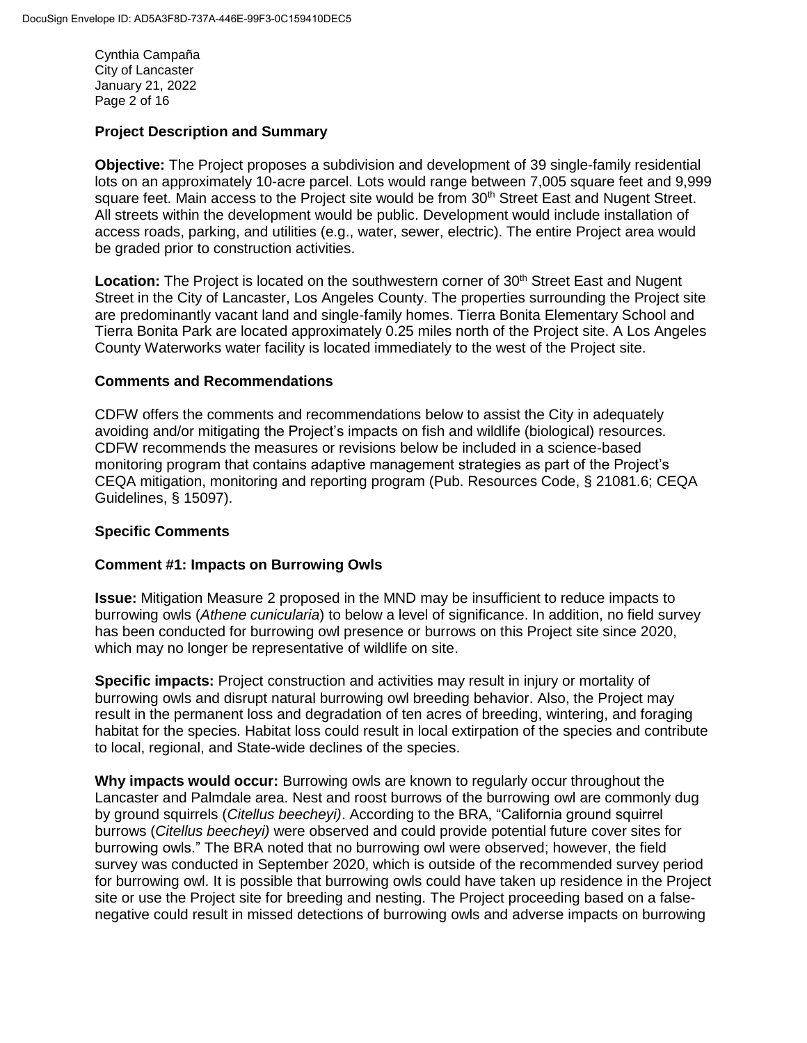## Project Description and Summary

**Objective:** The Project proposes a subdivision and development of 39 single-family residential lots on an approximately 10-acre parcel. Lots would range between 7,005 square feet and 9,999 square feet. Main access to the Project site would be from 30th Street East and Nugent Street. All streets within the development would be public. Development would include installation of access roads, parking, and utilities (e.g., water, sewer, electric). The entire Project area would be graded prior to construction activities.

**Location:** The Project is located on the southwestern corner of 30th Street East and Nugent Street in the City of Lancaster, Los Angeles County. The properties surrounding the Project site are predominantly vacant land and single-family homes. Tierra Bonita Elementary School and Tierra Bonita Park are located approximately 0.25 miles north of the Project site. A Los Angeles County Waterworks water facility is located immediately to the west of the Project site.

## Comments and Recommendations

CDFW offers the comments and recommendations below to assist the City in adequately avoiding and/or mitigating the Project's impacts on fish and wildlife (biological) resources. CDFW recommends the measures or revisions below be included in a science-based monitoring program that contains adaptive management strategies as part of the Project's CEQA mitigation, monitoring and reporting program (Pub. Resources Code, § 21081.6; CEQA Guidelines, § 15097).

## Specific Comments

### Comment #1: Impacts on Burrowing Owls

**Issue:** Mitigation Measure 2 proposed in the MND may be insufficient to reduce impacts to burrowing owls (*Athene cunicularia*) to below a level of significance. In addition, no field survey has been conducted for burrowing owl presence or burrows on this Project site since 2020, which may no longer be representative of wildlife on site.

**Specific impacts:** Project construction and activities may result in injury or mortality of burrowing owls and disrupt natural burrowing owl breeding behavior. Also, the Project may result in the permanent loss and degradation of ten acres of breeding, wintering, and foraging habitat for the species. Habitat loss could result in local extirpation of the species and contribute to local, regional, and State-wide declines of the species.

**Why impacts would occur:** Burrowing owls are known to regularly occur throughout the Lancaster and Palmdale area. Nest and roost burrows of the burrowing owl are commonly dug by ground squirrels (*Citellus beecheyi)*. According to the BRA, "California ground squirrel burrows (*Citellus beecheyi)* were observed and could provide potential future cover sites for burrowing owls." The BRA noted that no burrowing owl were observed; however, the field survey was conducted in September 2020, which is outside of the recommended survey period for burrowing owl. It is possible that burrowing owls could have taken up residence in the Project site or use the Project site for breeding and nesting. The Project proceeding based on a false-negative could result in missed detections of burrowing owls and adverse impacts on burrowing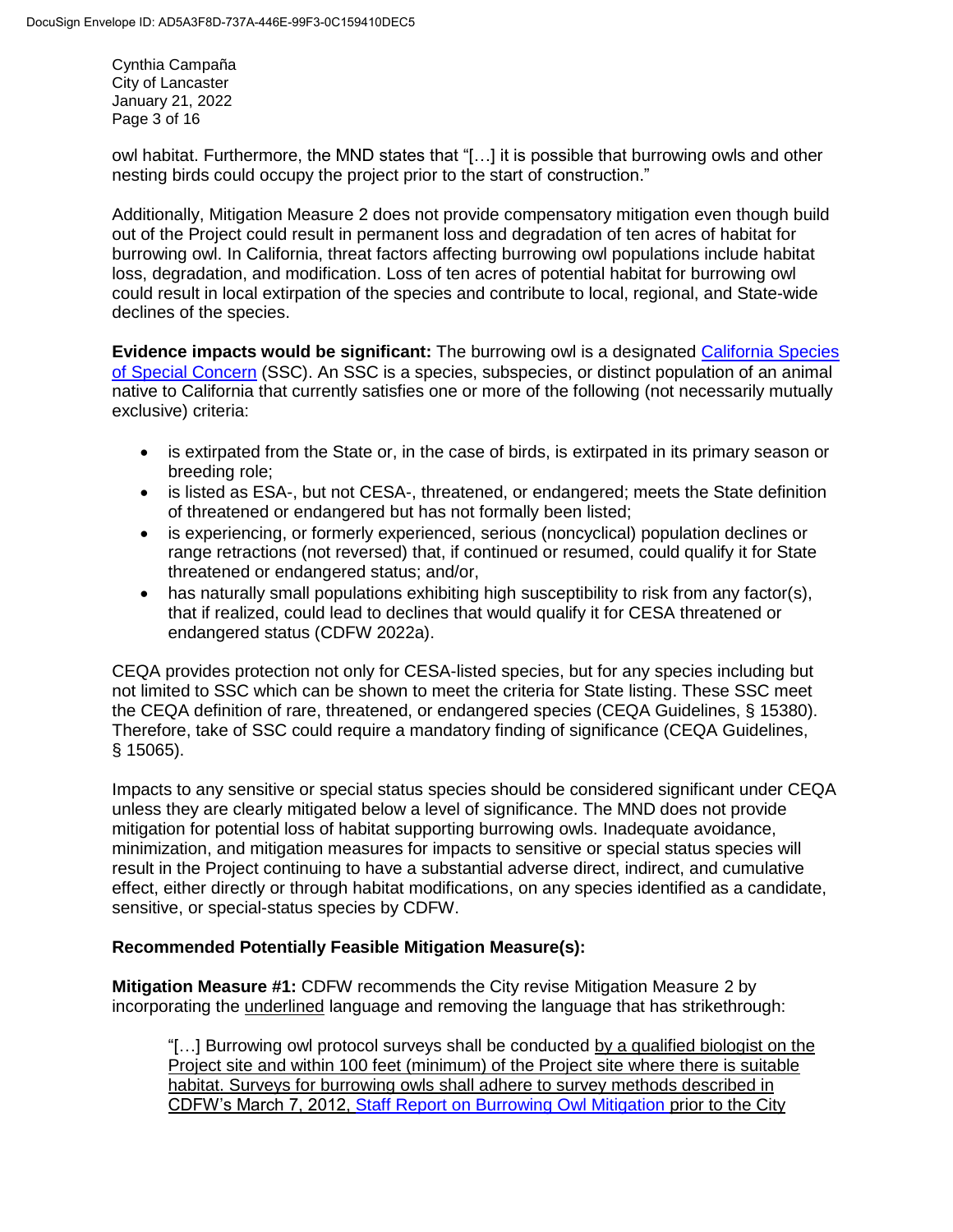owl habitat. Furthermore, the MND states that "[…] it is possible that burrowing owls and other nesting birds could occupy the project prior to the start of construction."

Additionally, Mitigation Measure 2 does not provide compensatory mitigation even though build out of the Project could result in permanent loss and degradation of ten acres of habitat for burrowing owl. In California, threat factors affecting burrowing owl populations include habitat loss, degradation, and modification. Loss of ten acres of potential habitat for burrowing owl could result in local extirpation of the species and contribute to local, regional, and State-wide declines of the species.

**Evidence impacts would be significant:** The burrowing owl is a designated California Species of Special Concern (SSC). An SSC is a species, subspecies, or distinct population of an animal native to California that currently satisfies one or more of the following (not necessarily mutually exclusive) criteria:

- is extirpated from the State or, in the case of birds, is extirpated in its primary season or breeding role;
- is listed as ESA-, but not CESA-, threatened, or endangered; meets the State definition of threatened or endangered but has not formally been listed;
- is experiencing, or formerly experienced, serious (noncyclical) population declines or range retractions (not reversed) that, if continued or resumed, could qualify it for State threatened or endangered status; and/or,
- has naturally small populations exhibiting high susceptibility to risk from any factor(s), that if realized, could lead to declines that would qualify it for CESA threatened or endangered status (CDFW 2022a).

CEQA provides protection not only for CESA-listed species, but for any species including but not limited to SSC which can be shown to meet the criteria for State listing. These SSC meet the CEQA definition of rare, threatened, or endangered species (CEQA Guidelines, § 15380). Therefore, take of SSC could require a mandatory finding of significance (CEQA Guidelines, § 15065).

Impacts to any sensitive or special status species should be considered significant under CEQA unless they are clearly mitigated below a level of significance. The MND does not provide mitigation for potential loss of habitat supporting burrowing owls. Inadequate avoidance, minimization, and mitigation measures for impacts to sensitive or special status species will result in the Project continuing to have a substantial adverse direct, indirect, and cumulative effect, either directly or through habitat modifications, on any species identified as a candidate, sensitive, or special-status species by CDFW.

**Recommended Potentially Feasible Mitigation Measure(s):**

**Mitigation Measure #1:** CDFW recommends the City revise Mitigation Measure 2 by incorporating the underlined language and removing the language that has strikethrough:

> "[…] Burrowing owl protocol surveys shall be conducted <u>by a qualified biologist on the Project site and within 100 feet (minimum) of the Project site where there is suitable habitat. Surveys for burrowing owls shall adhere to survey methods described in CDFW's March 7, 2012, Staff Report on Burrowing Owl Mitigation</u> prior to the City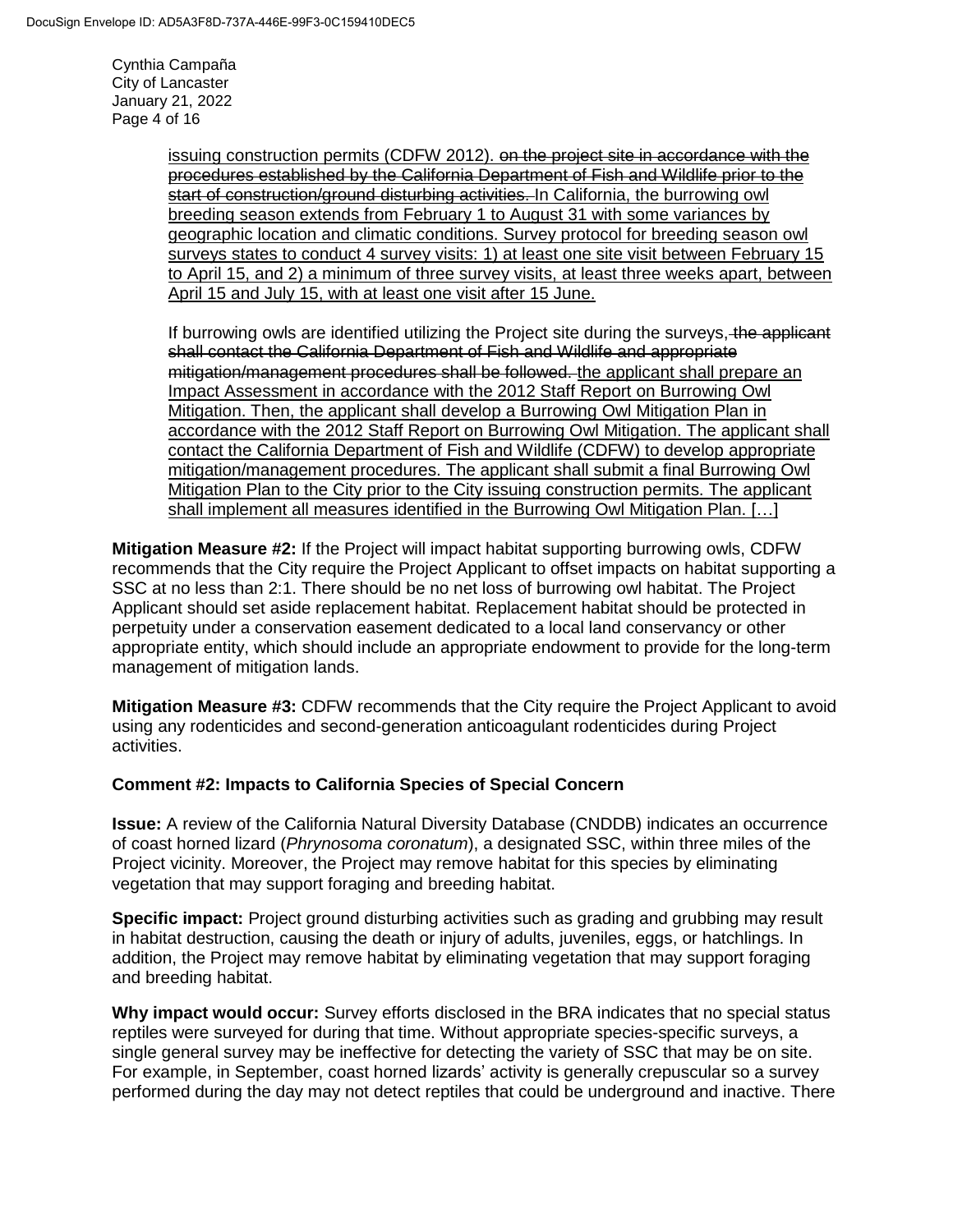issuing construction permits (CDFW 2012). ~~on the project site in accordance with the procedures established by the California Department of Fish and Wildlife prior to the start of construction/ground disturbing activities.~~ In California, the burrowing owl breeding season extends from February 1 to August 31 with some variances by geographic location and climatic conditions. Survey protocol for breeding season owl surveys states to conduct 4 survey visits: 1) at least one site visit between February 15 to April 15, and 2) a minimum of three survey visits, at least three weeks apart, between April 15 and July 15, with at least one visit after 15 June.

> If burrowing owls are identified utilizing the Project site during the surveys, ~~the applicant shall contact the California Department of Fish and Wildlife and appropriate mitigation/management procedures shall be followed.~~ the applicant shall prepare an Impact Assessment in accordance with the 2012 Staff Report on Burrowing Owl Mitigation. Then, the applicant shall develop a Burrowing Owl Mitigation Plan in accordance with the 2012 Staff Report on Burrowing Owl Mitigation. The applicant shall contact the California Department of Fish and Wildlife (CDFW) to develop appropriate mitigation/management procedures. The applicant shall submit a final Burrowing Owl Mitigation Plan to the City prior to the City issuing construction permits. The applicant shall implement all measures identified in the Burrowing Owl Mitigation Plan. […]

**Mitigation Measure #2:** If the Project will impact habitat supporting burrowing owls, CDFW recommends that the City require the Project Applicant to offset impacts on habitat supporting a SSC at no less than 2:1. There should be no net loss of burrowing owl habitat. The Project Applicant should set aside replacement habitat. Replacement habitat should be protected in perpetuity under a conservation easement dedicated to a local land conservancy or other appropriate entity, which should include an appropriate endowment to provide for the long-term management of mitigation lands.

**Mitigation Measure #3:** CDFW recommends that the City require the Project Applicant to avoid using any rodenticides and second-generation anticoagulant rodenticides during Project activities.

### Comment #2: Impacts to California Species of Special Concern

**Issue:** A review of the California Natural Diversity Database (CNDDB) indicates an occurrence of coast horned lizard (*Phrynosoma coronatum*), a designated SSC, within three miles of the Project vicinity. Moreover, the Project may remove habitat for this species by eliminating vegetation that may support foraging and breeding habitat.

**Specific impact:** Project ground disturbing activities such as grading and grubbing may result in habitat destruction, causing the death or injury of adults, juveniles, eggs, or hatchlings. In addition, the Project may remove habitat by eliminating vegetation that may support foraging and breeding habitat.

**Why impact would occur:** Survey efforts disclosed in the BRA indicates that no special status reptiles were surveyed for during that time. Without appropriate species-specific surveys, a single general survey may be ineffective for detecting the variety of SSC that may be on site. For example, in September, coast horned lizards' activity is generally crepuscular so a survey performed during the day may not detect reptiles that could be underground and inactive. There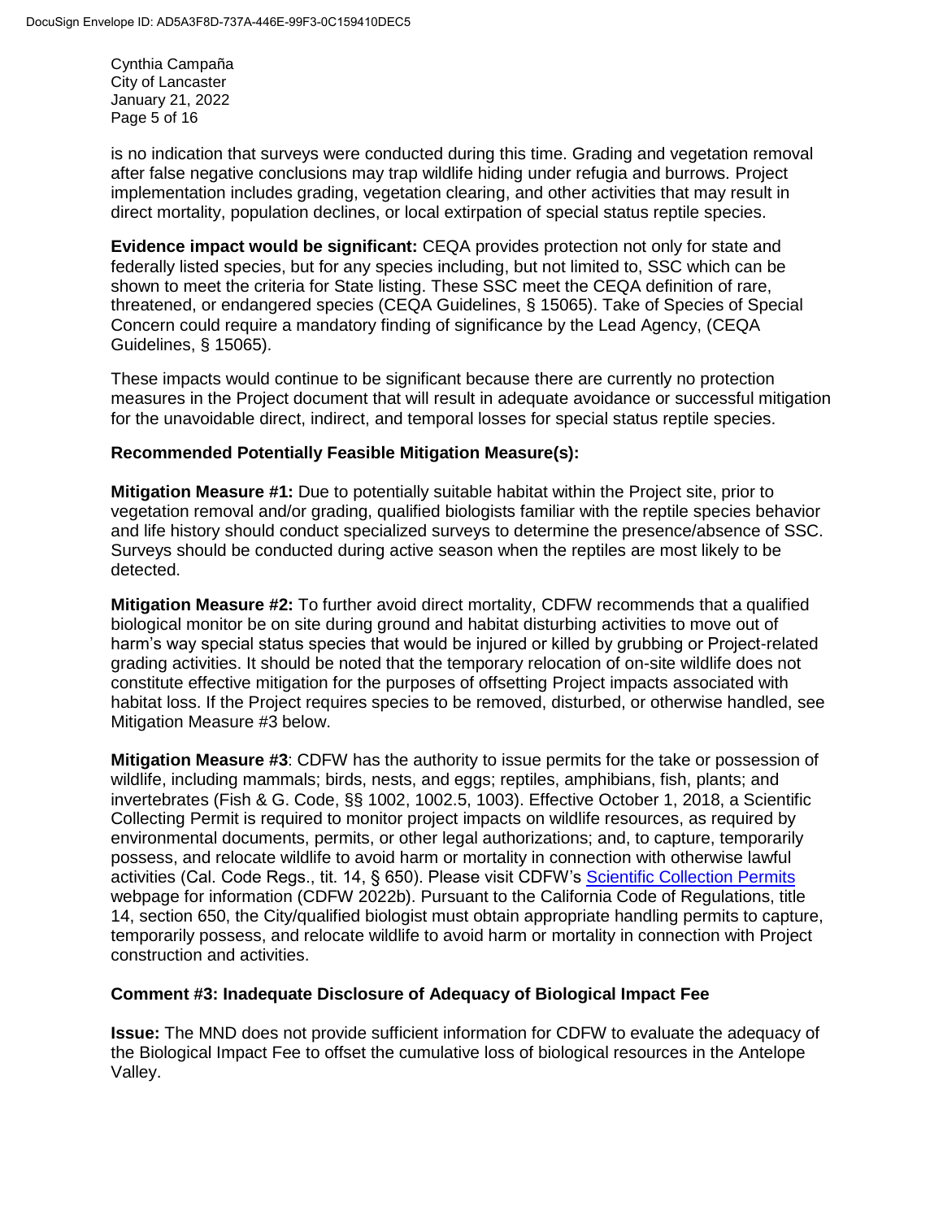is no indication that surveys were conducted during this time. Grading and vegetation removal after false negative conclusions may trap wildlife hiding under refugia and burrows. Project implementation includes grading, vegetation clearing, and other activities that may result in direct mortality, population declines, or local extirpation of special status reptile species.

**Evidence impact would be significant:** CEQA provides protection not only for state and federally listed species, but for any species including, but not limited to, SSC which can be shown to meet the criteria for State listing. These SSC meet the CEQA definition of rare, threatened, or endangered species (CEQA Guidelines, § 15065). Take of Species of Special Concern could require a mandatory finding of significance by the Lead Agency, (CEQA Guidelines, § 15065).

These impacts would continue to be significant because there are currently no protection measures in the Project document that will result in adequate avoidance or successful mitigation for the unavoidable direct, indirect, and temporal losses for special status reptile species.

**Recommended Potentially Feasible Mitigation Measure(s):**

**Mitigation Measure #1:** Due to potentially suitable habitat within the Project site, prior to vegetation removal and/or grading, qualified biologists familiar with the reptile species behavior and life history should conduct specialized surveys to determine the presence/absence of SSC. Surveys should be conducted during active season when the reptiles are most likely to be detected.

**Mitigation Measure #2:** To further avoid direct mortality, CDFW recommends that a qualified biological monitor be on site during ground and habitat disturbing activities to move out of harm's way special status species that would be injured or killed by grubbing or Project-related grading activities. It should be noted that the temporary relocation of on-site wildlife does not constitute effective mitigation for the purposes of offsetting Project impacts associated with habitat loss. If the Project requires species to be removed, disturbed, or otherwise handled, see Mitigation Measure #3 below.

**Mitigation Measure #3**: CDFW has the authority to issue permits for the take or possession of wildlife, including mammals; birds, nests, and eggs; reptiles, amphibians, fish, plants; and invertebrates (Fish & G. Code, §§ 1002, 1002.5, 1003). Effective October 1, 2018, a Scientific Collecting Permit is required to monitor project impacts on wildlife resources, as required by environmental documents, permits, or other legal authorizations; and, to capture, temporarily possess, and relocate wildlife to avoid harm or mortality in connection with otherwise lawful activities (Cal. Code Regs., tit. 14, § 650). Please visit CDFW's Scientific Collection Permits webpage for information (CDFW 2022b). Pursuant to the California Code of Regulations, title 14, section 650, the City/qualified biologist must obtain appropriate handling permits to capture, temporarily possess, and relocate wildlife to avoid harm or mortality in connection with Project construction and activities.

**Comment #3: Inadequate Disclosure of Adequacy of Biological Impact Fee**

**Issue:** The MND does not provide sufficient information for CDFW to evaluate the adequacy of the Biological Impact Fee to offset the cumulative loss of biological resources in the Antelope Valley.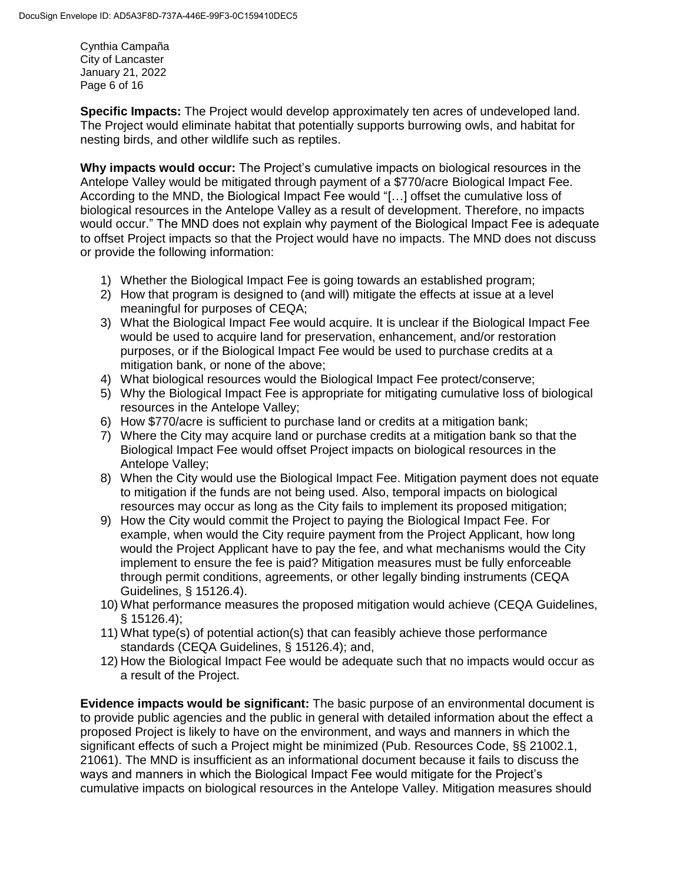**Specific Impacts:** The Project would develop approximately ten acres of undeveloped land. The Project would eliminate habitat that potentially supports burrowing owls, and habitat for nesting birds, and other wildlife such as reptiles.

**Why impacts would occur:** The Project's cumulative impacts on biological resources in the Antelope Valley would be mitigated through payment of a $770/acre Biological Impact Fee. According to the MND, the Biological Impact Fee would "[…] offset the cumulative loss of biological resources in the Antelope Valley as a result of development. Therefore, no impacts would occur." The MND does not explain why payment of the Biological Impact Fee is adequate to offset Project impacts so that the Project would have no impacts. The MND does not discuss or provide the following information:

1) Whether the Biological Impact Fee is going towards an established program;
2) How that program is designed to (and will) mitigate the effects at issue at a level meaningful for purposes of CEQA;
3) What the Biological Impact Fee would acquire. It is unclear if the Biological Impact Fee would be used to acquire land for preservation, enhancement, and/or restoration purposes, or if the Biological Impact Fee would be used to purchase credits at a mitigation bank, or none of the above;
4) What biological resources would the Biological Impact Fee protect/conserve;
5) Why the Biological Impact Fee is appropriate for mitigating cumulative loss of biological resources in the Antelope Valley;
6) How $770/acre is sufficient to purchase land or credits at a mitigation bank;
7) Where the City may acquire land or purchase credits at a mitigation bank so that the Biological Impact Fee would offset Project impacts on biological resources in the Antelope Valley;
8) When the City would use the Biological Impact Fee. Mitigation payment does not equate to mitigation if the funds are not being used. Also, temporal impacts on biological resources may occur as long as the City fails to implement its proposed mitigation;
9) How the City would commit the Project to paying the Biological Impact Fee. For example, when would the City require payment from the Project Applicant, how long would the Project Applicant have to pay the fee, and what mechanisms would the City implement to ensure the fee is paid? Mitigation measures must be fully enforceable through permit conditions, agreements, or other legally binding instruments (CEQA Guidelines, § 15126.4).
10) What performance measures the proposed mitigation would achieve (CEQA Guidelines, § 15126.4);
11) What type(s) of potential action(s) that can feasibly achieve those performance standards (CEQA Guidelines, § 15126.4); and,
12) How the Biological Impact Fee would be adequate such that no impacts would occur as a result of the Project.

**Evidence impacts would be significant:** The basic purpose of an environmental document is to provide public agencies and the public in general with detailed information about the effect a proposed Project is likely to have on the environment, and ways and manners in which the significant effects of such a Project might be minimized (Pub. Resources Code, §§ 21002.1, 21061). The MND is insufficient as an informational document because it fails to discuss the ways and manners in which the Biological Impact Fee would mitigate for the Project's cumulative impacts on biological resources in the Antelope Valley. Mitigation measures should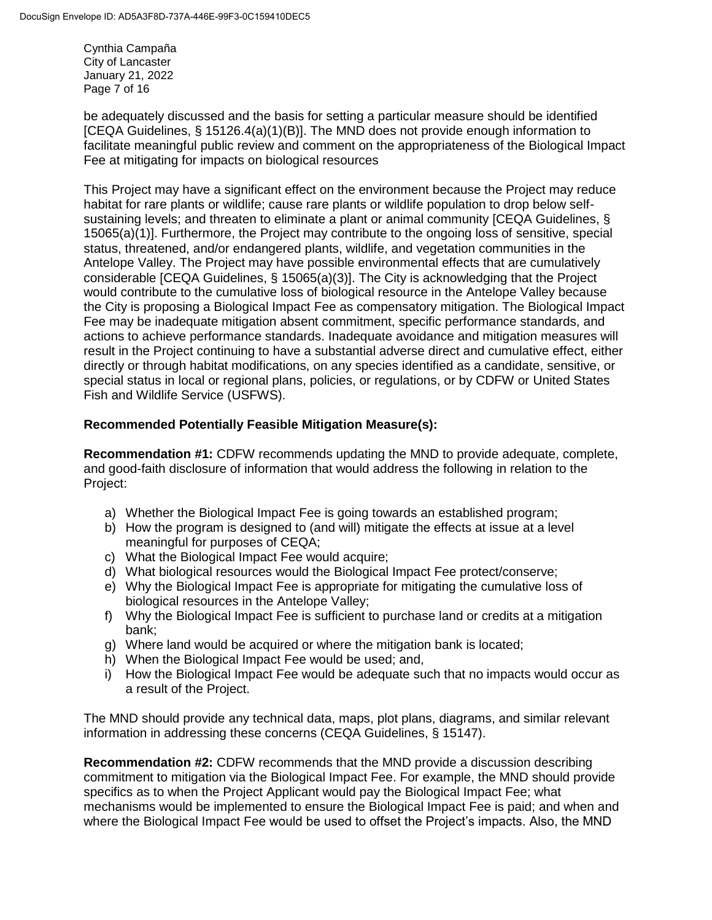be adequately discussed and the basis for setting a particular measure should be identified [CEQA Guidelines, § 15126.4(a)(1)(B)]. The MND does not provide enough information to facilitate meaningful public review and comment on the appropriateness of the Biological Impact Fee at mitigating for impacts on biological resources

This Project may have a significant effect on the environment because the Project may reduce habitat for rare plants or wildlife; cause rare plants or wildlife population to drop below self-sustaining levels; and threaten to eliminate a plant or animal community [CEQA Guidelines, § 15065(a)(1)]. Furthermore, the Project may contribute to the ongoing loss of sensitive, special status, threatened, and/or endangered plants, wildlife, and vegetation communities in the Antelope Valley. The Project may have possible environmental effects that are cumulatively considerable [CEQA Guidelines, § 15065(a)(3)]. The City is acknowledging that the Project would contribute to the cumulative loss of biological resource in the Antelope Valley because the City is proposing a Biological Impact Fee as compensatory mitigation. The Biological Impact Fee may be inadequate mitigation absent commitment, specific performance standards, and actions to achieve performance standards. Inadequate avoidance and mitigation measures will result in the Project continuing to have a substantial adverse direct and cumulative effect, either directly or through habitat modifications, on any species identified as a candidate, sensitive, or special status in local or regional plans, policies, or regulations, or by CDFW or United States Fish and Wildlife Service (USFWS).

**Recommended Potentially Feasible Mitigation Measure(s):**

**Recommendation #1:** CDFW recommends updating the MND to provide adequate, complete, and good-faith disclosure of information that would address the following in relation to the Project:

a) Whether the Biological Impact Fee is going towards an established program;
b) How the program is designed to (and will) mitigate the effects at issue at a level meaningful for purposes of CEQA;
c) What the Biological Impact Fee would acquire;
d) What biological resources would the Biological Impact Fee protect/conserve;
e) Why the Biological Impact Fee is appropriate for mitigating the cumulative loss of biological resources in the Antelope Valley;
f) Why the Biological Impact Fee is sufficient to purchase land or credits at a mitigation bank;
g) Where land would be acquired or where the mitigation bank is located;
h) When the Biological Impact Fee would be used; and,
i) How the Biological Impact Fee would be adequate such that no impacts would occur as a result of the Project.

The MND should provide any technical data, maps, plot plans, diagrams, and similar relevant information in addressing these concerns (CEQA Guidelines, § 15147).

**Recommendation #2:** CDFW recommends that the MND provide a discussion describing commitment to mitigation via the Biological Impact Fee. For example, the MND should provide specifics as to when the Project Applicant would pay the Biological Impact Fee; what mechanisms would be implemented to ensure the Biological Impact Fee is paid; and when and where the Biological Impact Fee would be used to offset the Project's impacts. Also, the MND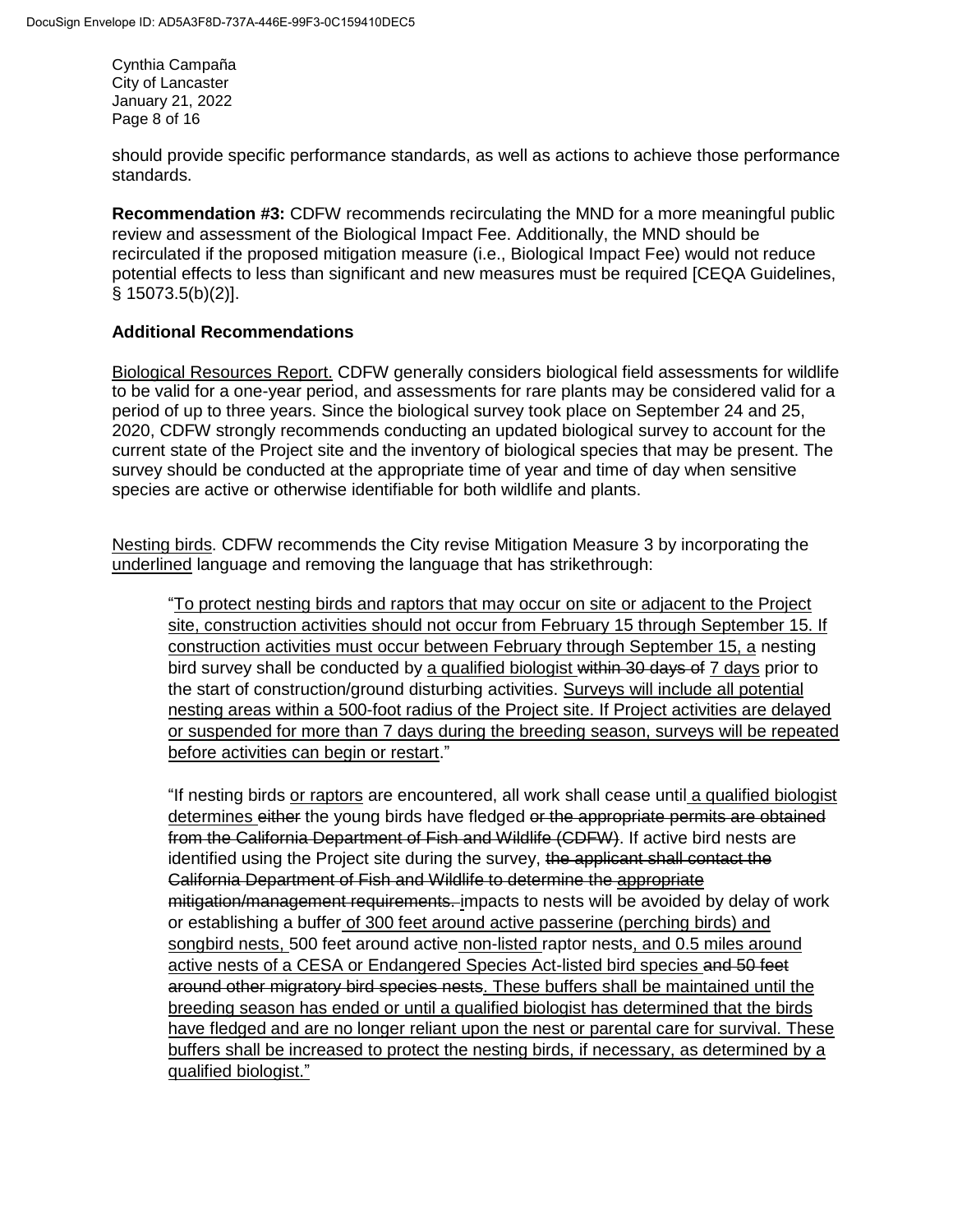should provide specific performance standards, as well as actions to achieve those performance standards.

**Recommendation #3:** CDFW recommends recirculating the MND for a more meaningful public review and assessment of the Biological Impact Fee. Additionally, the MND should be recirculated if the proposed mitigation measure (i.e., Biological Impact Fee) would not reduce potential effects to less than significant and new measures must be required [CEQA Guidelines, § 15073.5(b)(2)].

**Additional Recommendations**

<u>Biological Resources Report.</u> CDFW generally considers biological field assessments for wildlife to be valid for a one-year period, and assessments for rare plants may be considered valid for a period of up to three years. Since the biological survey took place on September 24 and 25, 2020, CDFW strongly recommends conducting an updated biological survey to account for the current state of the Project site and the inventory of biological species that may be present. The survey should be conducted at the appropriate time of year and time of day when sensitive species are active or otherwise identifiable for both wildlife and plants.

<u>Nesting birds</u>. CDFW recommends the City revise Mitigation Measure 3 by incorporating the <u>underlined</u> language and removing the language that has strikethrough:

> "<u>To protect nesting birds and raptors that may occur on site or adjacent to the Project site, construction activities should not occur from February 15 through September 15. If construction activities must occur between February through September 15, a</u> nesting bird survey shall be conducted by <u>a qualified biologist</u> ~~within 30 days of~~ <u>7 days</u> prior to the start of construction/ground disturbing activities. <u>Surveys will include all potential nesting areas within a 500-foot radius of the Project site. If Project activities are delayed or suspended for more than 7 days during the breeding season, surveys will be repeated before activities can begin or restart</u>."
>
> "If nesting birds <u>or raptors</u> are encountered, all work shall cease until <u>a qualified biologist determines</u> ~~either~~ the young birds have fledged ~~or the appropriate permits are obtained from the California Department of Fish and Wildlife (CDFW)~~. If active bird nests are identified using the Project site during the survey, ~~the applicant shall contact the California Department of Fish and Wildlife to determine the appropriate mitigation/management requirements.~~ <u>i</u>mpacts to nests will be avoided by delay of work or establishing a buffer <u>of 300 feet around active passerine (perching birds) and songbird nests,</u> 500 feet around active <u>non-listed</u> raptor nests<u>, and 0.5 miles around active nests of a CESA or Endangered Species Act-listed bird species</u> ~~and 50 feet around other migratory bird species nests~~<u>. These buffers shall be maintained until the breeding season has ended or until a qualified biologist has determined that the birds have fledged and are no longer reliant upon the nest or parental care for survival. These buffers shall be increased to protect the nesting birds, if necessary, as determined by a qualified biologist."</u>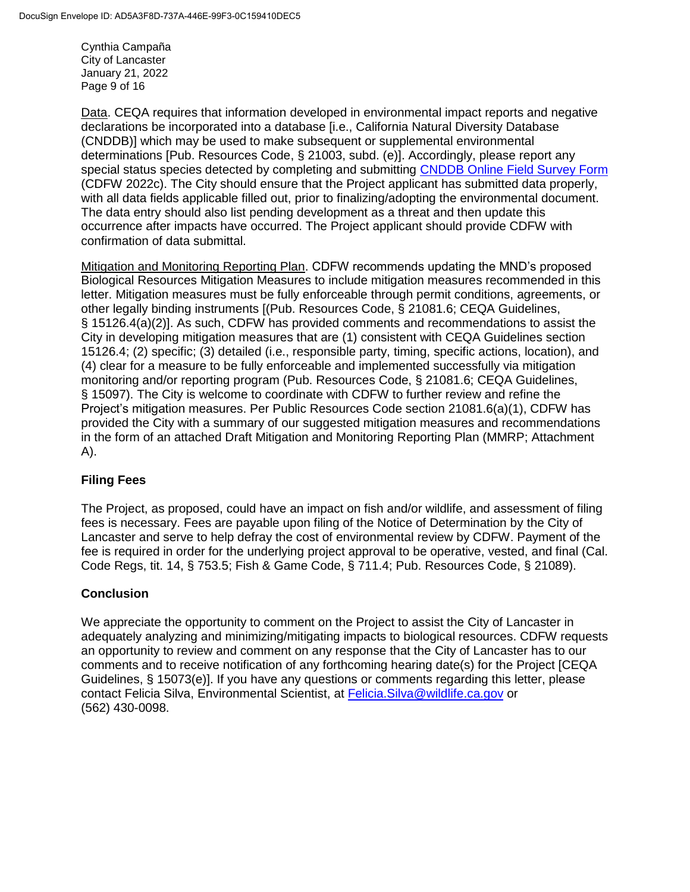Data. CEQA requires that information developed in environmental impact reports and negative declarations be incorporated into a database [i.e., California Natural Diversity Database (CNDDB)] which may be used to make subsequent or supplemental environmental determinations [Pub. Resources Code, § 21003, subd. (e)]. Accordingly, please report any special status species detected by completing and submitting CNDDB Online Field Survey Form (CDFW 2022c). The City should ensure that the Project applicant has submitted data properly, with all data fields applicable filled out, prior to finalizing/adopting the environmental document. The data entry should also list pending development as a threat and then update this occurrence after impacts have occurred. The Project applicant should provide CDFW with confirmation of data submittal.

Mitigation and Monitoring Reporting Plan. CDFW recommends updating the MND's proposed Biological Resources Mitigation Measures to include mitigation measures recommended in this letter. Mitigation measures must be fully enforceable through permit conditions, agreements, or other legally binding instruments [(Pub. Resources Code, § 21081.6; CEQA Guidelines, § 15126.4(a)(2)]. As such, CDFW has provided comments and recommendations to assist the City in developing mitigation measures that are (1) consistent with CEQA Guidelines section 15126.4; (2) specific; (3) detailed (i.e., responsible party, timing, specific actions, location), and (4) clear for a measure to be fully enforceable and implemented successfully via mitigation monitoring and/or reporting program (Pub. Resources Code, § 21081.6; CEQA Guidelines, § 15097). The City is welcome to coordinate with CDFW to further review and refine the Project's mitigation measures. Per Public Resources Code section 21081.6(a)(1), CDFW has provided the City with a summary of our suggested mitigation measures and recommendations in the form of an attached Draft Mitigation and Monitoring Reporting Plan (MMRP; Attachment A).

**Filing Fees**

The Project, as proposed, could have an impact on fish and/or wildlife, and assessment of filing fees is necessary. Fees are payable upon filing of the Notice of Determination by the City of Lancaster and serve to help defray the cost of environmental review by CDFW. Payment of the fee is required in order for the underlying project approval to be operative, vested, and final (Cal. Code Regs, tit. 14, § 753.5; Fish & Game Code, § 711.4; Pub. Resources Code, § 21089).

**Conclusion**

We appreciate the opportunity to comment on the Project to assist the City of Lancaster in adequately analyzing and minimizing/mitigating impacts to biological resources. CDFW requests an opportunity to review and comment on any response that the City of Lancaster has to our comments and to receive notification of any forthcoming hearing date(s) for the Project [CEQA Guidelines, § 15073(e)]. If you have any questions or comments regarding this letter, please contact Felicia Silva, Environmental Scientist, at Felicia.Silva@wildlife.ca.gov or (562) 430-0098.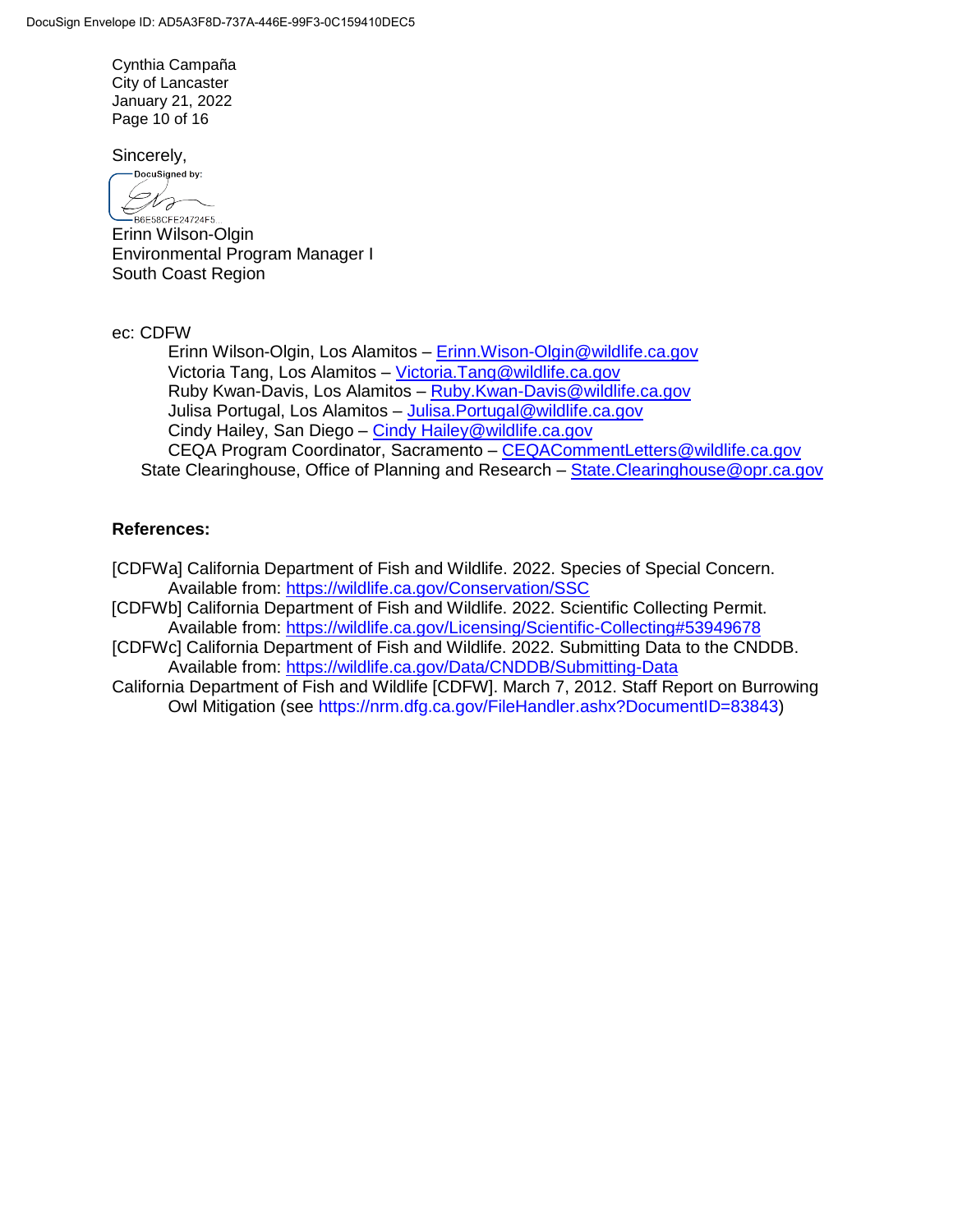Cynthia Campaña
City of Lancaster
January 21, 2022
Page 10 of 16

Sincerely,

DocuSigned by:
B6E58CFE24724F5...

Erinn Wilson-Olgin
Environmental Program Manager I
South Coast Region

ec: CDFW

Erinn Wilson-Olgin, Los Alamitos – Erinn.Wison-Olgin@wildlife.ca.gov
Victoria Tang, Los Alamitos – Victoria.Tang@wildlife.ca.gov
Ruby Kwan-Davis, Los Alamitos – Ruby.Kwan-Davis@wildlife.ca.gov
Julisa Portugal, Los Alamitos – Julisa.Portugal@wildlife.ca.gov
Cindy Hailey, San Diego – Cindy Hailey@wildlife.ca.gov
CEQA Program Coordinator, Sacramento – CEQACommentLetters@wildlife.ca.gov
State Clearinghouse, Office of Planning and Research – State.Clearinghouse@opr.ca.gov

**References:**

[CDFWa] California Department of Fish and Wildlife. 2022. Species of Special Concern. Available from: https://wildlife.ca.gov/Conservation/SSC

[CDFWb] California Department of Fish and Wildlife. 2022. Scientific Collecting Permit. Available from: https://wildlife.ca.gov/Licensing/Scientific-Collecting#53949678

[CDFWc] California Department of Fish and Wildlife. 2022. Submitting Data to the CNDDB. Available from: https://wildlife.ca.gov/Data/CNDDB/Submitting-Data

California Department of Fish and Wildlife [CDFW]. March 7, 2012. Staff Report on Burrowing Owl Mitigation (see https://nrm.dfg.ca.gov/FileHandler.ashx?DocumentID=83843)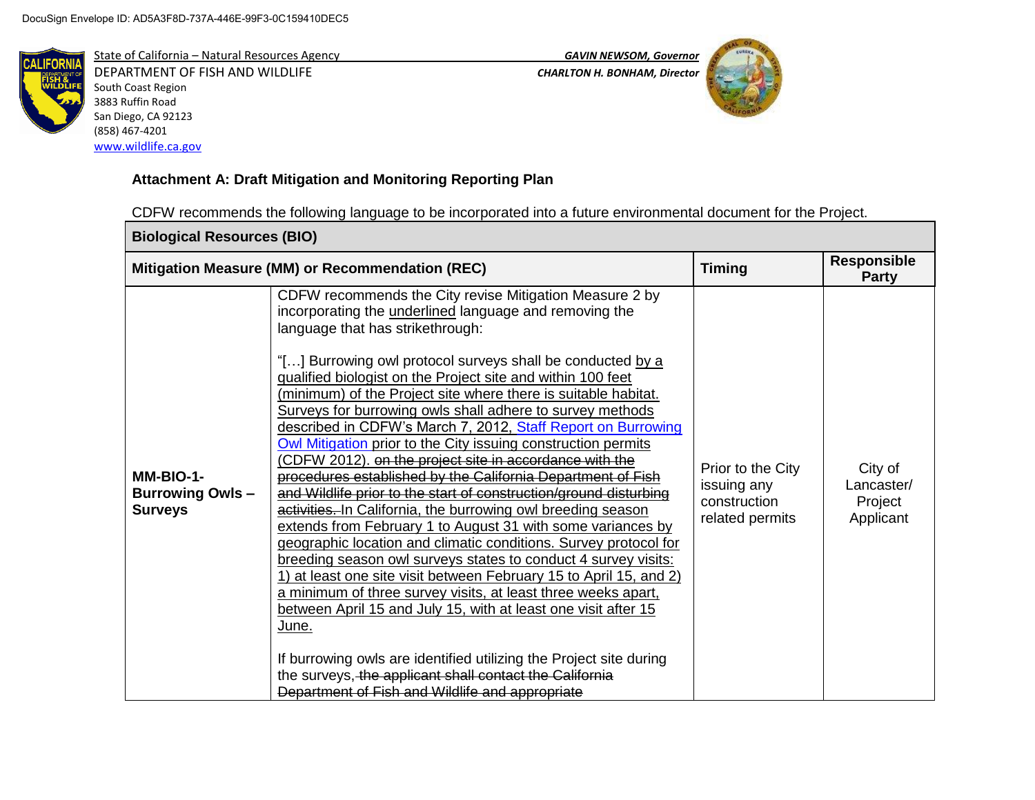DocuSign Envelope ID: AD5A3F8D-737A-446E-99F3-0C159410DEC5

State of California – Natural Resources Agency
DEPARTMENT OF FISH AND WILDLIFE
South Coast Region
3883 Ruffin Road
San Diego, CA 92123
(858) 467-4201
www.wildlife.ca.gov

*GAVIN NEWSOM, Governor*
*CHARLTON H. BONHAM, Director*

**Attachment A: Draft Mitigation and Monitoring Reporting Plan**

CDFW recommends the following language to be incorporated into a future environmental document for the Project.

| **Biological Resources (BIO)** | | | |
|---|---|---|---|
| **Mitigation Measure (MM) or Recommendation (REC)** | | **Timing** | **Responsible Party** |
| **MM-BIO-1- Burrowing Owls – Surveys** | CDFW recommends the City revise Mitigation Measure 2 by incorporating the <u>underlined</u> language and removing the language that has strikethrough:<br><br>"[…] Burrowing owl protocol surveys shall be conducted <u>by a qualified biologist on the Project site and within 100 feet (minimum) of the Project site where there is suitable habitat. Surveys for burrowing owls shall adhere to survey methods described in CDFW's March 7, 2012, Staff Report on Burrowing Owl Mitigation prior to the City issuing construction permits (CDFW 2012).</u> ~~on the project site in accordance with the procedures established by the California Department of Fish and Wildlife prior to the start of construction/ground disturbing activities.~~ <u>In California, the burrowing owl breeding season extends from February 1 to August 31 with some variances by geographic location and climatic conditions. Survey protocol for breeding season owl surveys states to conduct 4 survey visits: 1) at least one site visit between February 15 to April 15, and 2) a minimum of three survey visits, at least three weeks apart, between April 15 and July 15, with at least one visit after 15 June.</u><br><br>If burrowing owls are identified utilizing the Project site during the surveys, ~~the applicant shall contact the California Department of Fish and Wildlife and appropriate~~ | Prior to the City issuing any construction related permits | City of Lancaster/ Project Applicant |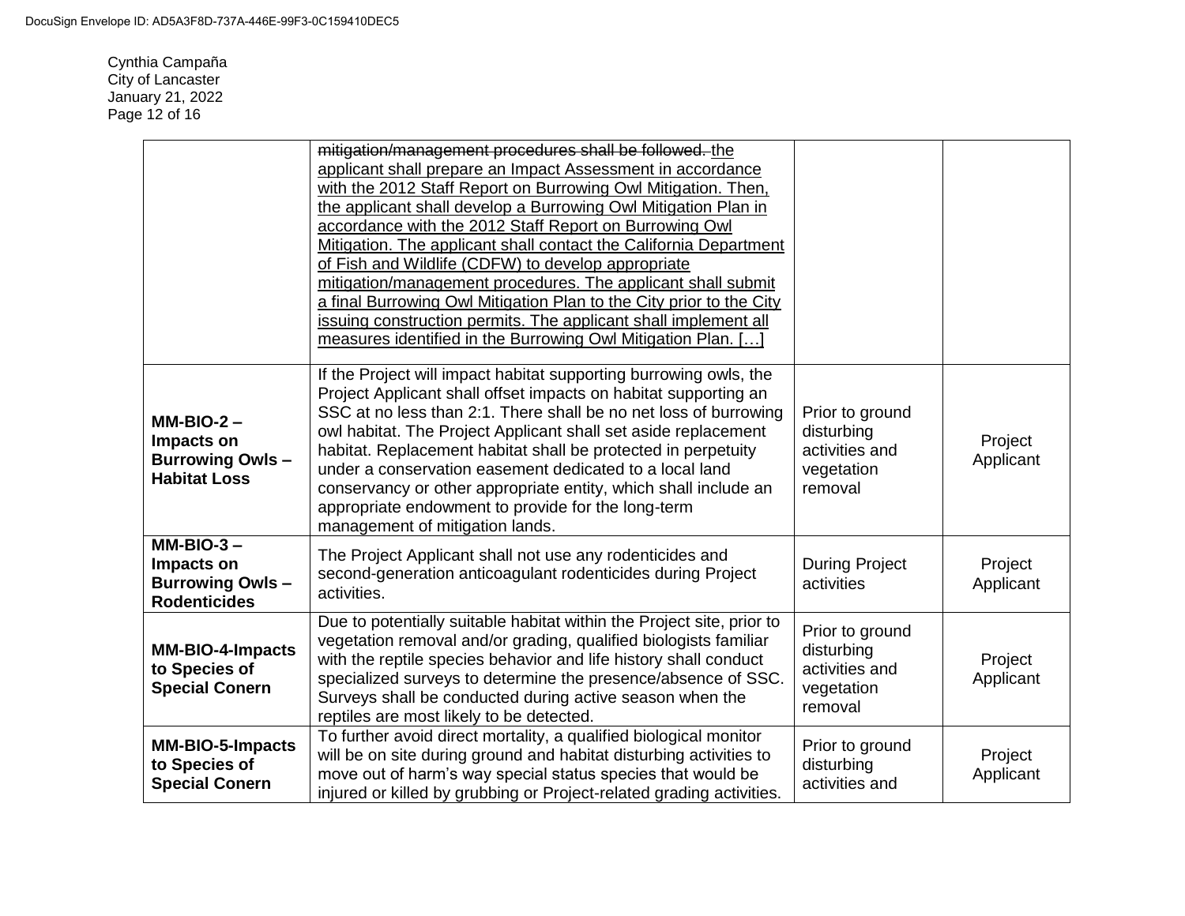| | | | |
|---|---|---|---|
| | ~~mitigation/management procedures shall be followed.~~ the applicant shall prepare an Impact Assessment in accordance with the 2012 Staff Report on Burrowing Owl Mitigation. Then, the applicant shall develop a Burrowing Owl Mitigation Plan in accordance with the 2012 Staff Report on Burrowing Owl Mitigation. The applicant shall contact the California Department of Fish and Wildlife (CDFW) to develop appropriate mitigation/management procedures. The applicant shall submit a final Burrowing Owl Mitigation Plan to the City prior to the City issuing construction permits. The applicant shall implement all measures identified in the Burrowing Owl Mitigation Plan. […] | | |
| **MM-BIO-2 – Impacts on Burrowing Owls – Habitat Loss** | If the Project will impact habitat supporting burrowing owls, the Project Applicant shall offset impacts on habitat supporting an SSC at no less than 2:1. There shall be no net loss of burrowing owl habitat. The Project Applicant shall set aside replacement habitat. Replacement habitat shall be protected in perpetuity under a conservation easement dedicated to a local land conservancy or other appropriate entity, which shall include an appropriate endowment to provide for the long-term management of mitigation lands. | Prior to ground disturbing activities and vegetation removal | Project Applicant |
| **MM-BIO-3 – Impacts on Burrowing Owls – Rodenticides** | The Project Applicant shall not use any rodenticides and second-generation anticoagulant rodenticides during Project activities. | During Project activities | Project Applicant |
| **MM-BIO-4-Impacts to Species of Special Conern** | Due to potentially suitable habitat within the Project site, prior to vegetation removal and/or grading, qualified biologists familiar with the reptile species behavior and life history shall conduct specialized surveys to determine the presence/absence of SSC. Surveys shall be conducted during active season when the reptiles are most likely to be detected. | Prior to ground disturbing activities and vegetation removal | Project Applicant |
| **MM-BIO-5-Impacts to Species of Special Conern** | To further avoid direct mortality, a qualified biological monitor will be on site during ground and habitat disturbing activities to move out of harm's way special status species that would be injured or killed by grubbing or Project-related grading activities. | Prior to ground disturbing activities and | Project Applicant |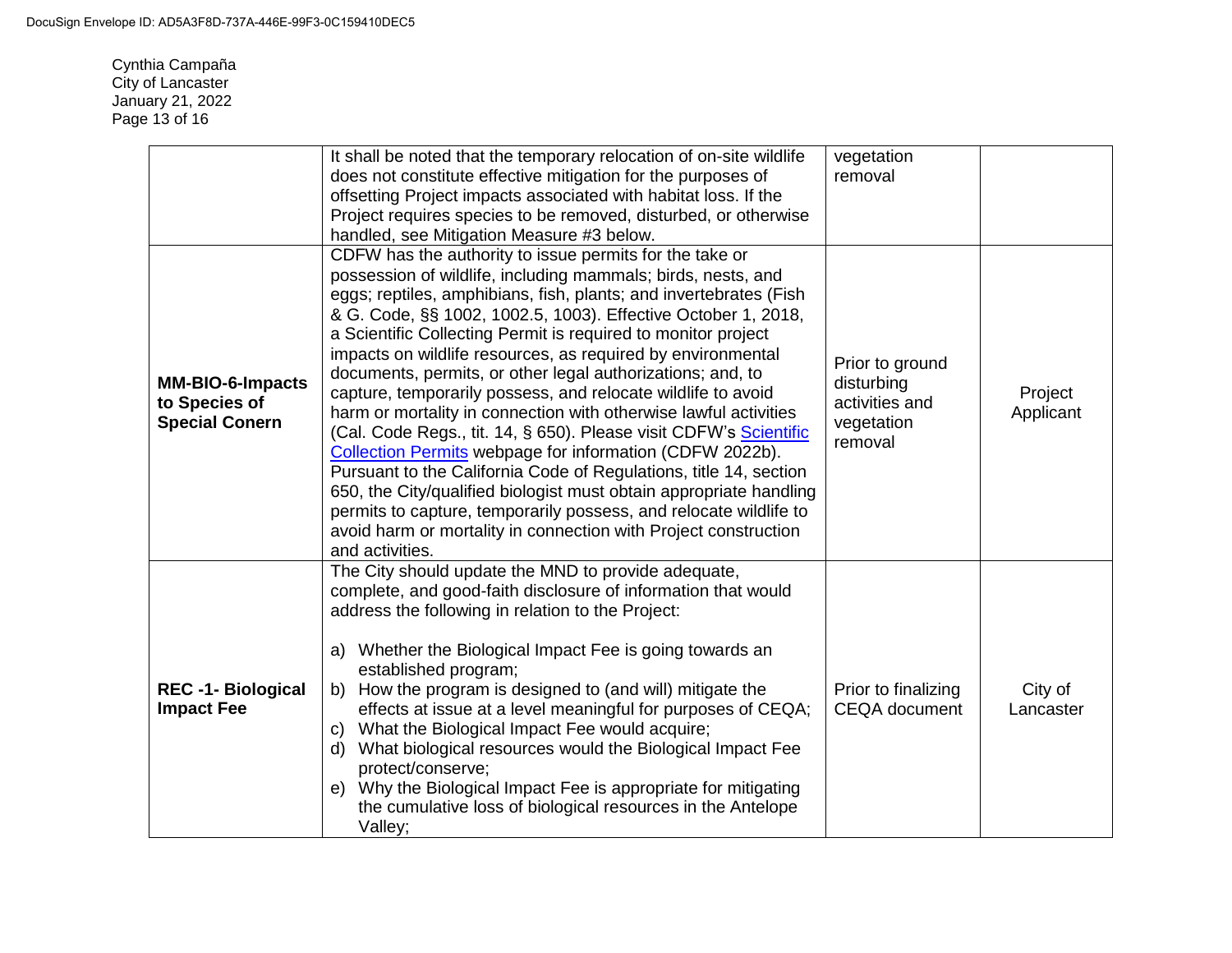| | | | |
|---|---|---|---|
| | It shall be noted that the temporary relocation of on-site wildlife does not constitute effective mitigation for the purposes of offsetting Project impacts associated with habitat loss. If the Project requires species to be removed, disturbed, or otherwise handled, see Mitigation Measure #3 below. | vegetation removal | |
| **MM-BIO-6-Impacts to Species of Special Conern** | CDFW has the authority to issue permits for the take or possession of wildlife, including mammals; birds, nests, and eggs; reptiles, amphibians, fish, plants; and invertebrates (Fish & G. Code, §§ 1002, 1002.5, 1003). Effective October 1, 2018, a Scientific Collecting Permit is required to monitor project impacts on wildlife resources, as required by environmental documents, permits, or other legal authorizations; and, to capture, temporarily possess, and relocate wildlife to avoid harm or mortality in connection with otherwise lawful activities (Cal. Code Regs., tit. 14, § 650). Please visit CDFW's Scientific Collection Permits webpage for information (CDFW 2022b). Pursuant to the California Code of Regulations, title 14, section 650, the City/qualified biologist must obtain appropriate handling permits to capture, temporarily possess, and relocate wildlife to avoid harm or mortality in connection with Project construction and activities. | Prior to ground disturbing activities and vegetation removal | Project Applicant |
| **REC -1- Biological Impact Fee** | The City should update the MND to provide adequate, complete, and good-faith disclosure of information that would address the following in relation to the Project:<br><br>a) Whether the Biological Impact Fee is going towards an established program;<br>b) How the program is designed to (and will) mitigate the effects at issue at a level meaningful for purposes of CEQA;<br>c) What the Biological Impact Fee would acquire;<br>d) What biological resources would the Biological Impact Fee protect/conserve;<br>e) Why the Biological Impact Fee is appropriate for mitigating the cumulative loss of biological resources in the Antelope Valley; | Prior to finalizing CEQA document | City of Lancaster |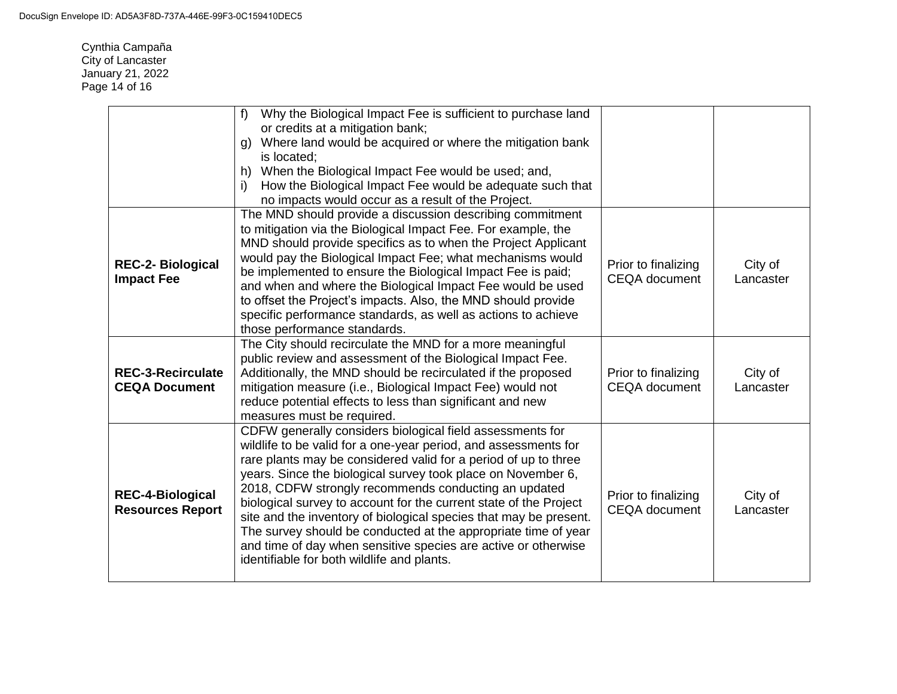Cynthia Campaña
City of Lancaster
January 21, 2022

| | | | |
|---|---|---|---|
| | f) Why the Biological Impact Fee is sufficient to purchase land or credits at a mitigation bank;<br>g) Where land would be acquired or where the mitigation bank is located;<br>h) When the Biological Impact Fee would be used; and,<br>i) How the Biological Impact Fee would be adequate such that no impacts would occur as a result of the Project. | | |
| **REC-2- Biological Impact Fee** | The MND should provide a discussion describing commitment to mitigation via the Biological Impact Fee. For example, the MND should provide specifics as to when the Project Applicant would pay the Biological Impact Fee; what mechanisms would be implemented to ensure the Biological Impact Fee is paid; and when and where the Biological Impact Fee would be used to offset the Project's impacts. Also, the MND should provide specific performance standards, as well as actions to achieve those performance standards. | Prior to finalizing CEQA document | City of Lancaster |
| **REC-3-Recirculate CEQA Document** | The City should recirculate the MND for a more meaningful public review and assessment of the Biological Impact Fee. Additionally, the MND should be recirculated if the proposed mitigation measure (i.e., Biological Impact Fee) would not reduce potential effects to less than significant and new measures must be required. | Prior to finalizing CEQA document | City of Lancaster |
| **REC-4-Biological Resources Report** | CDFW generally considers biological field assessments for wildlife to be valid for a one-year period, and assessments for rare plants may be considered valid for a period of up to three years. Since the biological survey took place on November 6, 2018, CDFW strongly recommends conducting an updated biological survey to account for the current state of the Project site and the inventory of biological species that may be present. The survey should be conducted at the appropriate time of year and time of day when sensitive species are active or otherwise identifiable for both wildlife and plants. | Prior to finalizing CEQA document | City of Lancaster |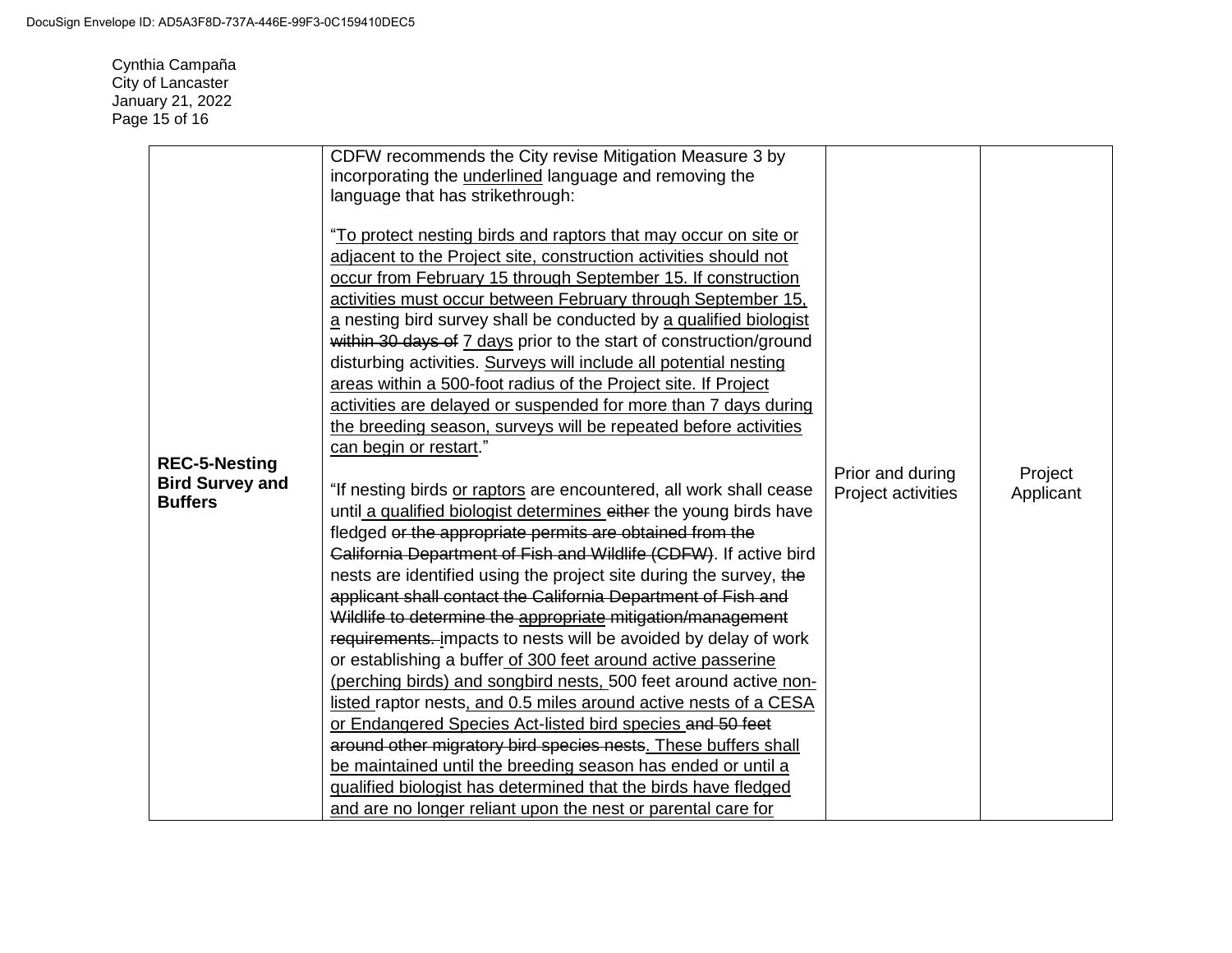| **REC-5-Nesting Bird Survey and Buffers** | CDFW recommends the City revise Mitigation Measure 3 by incorporating the <u>underlined</u> language and removing the language that has strikethrough:<br><br>"<u>To protect nesting birds and raptors that may occur on site or adjacent to the Project site, construction activities should not occur from February 15 through September 15. If construction activities must occur between February through September 15, a</u> nesting bird survey shall be conducted by <u>a qualified biologist</u> ~~within 30 days of~~ <u>7 days</u> prior to the start of construction/ground disturbing activities. <u>Surveys will include all potential nesting areas within a 500-foot radius of the Project site. If Project activities are delayed or suspended for more than 7 days during the breeding season, surveys will be repeated before activities can begin or restart</u>."<br><br>"If nesting birds <u>or raptors</u> are encountered, all work shall cease until <u>a qualified biologist determines</u> ~~either~~ the young birds have fledged ~~or the appropriate permits are obtained from the California Department of Fish and Wildlife (CDFW)~~. If active bird nests are identified using the project site during the survey, ~~the applicant shall contact the California Department of Fish and Wildlife to determine the~~ <u>appropriate</u> ~~mitigation/management requirements.~~ <u>i</u>mpacts to nests will be avoided by delay of work or establishing a buffer <u>of 300 feet around active passerine (perching birds) and songbird nests,</u> 500 feet around active <u>non-listed</u> raptor nests<u>, and 0.5 miles around active nests of a CESA or Endangered Species Act-listed bird species</u> ~~and 50 feet around other migratory bird species nests~~<u>. These buffers shall be maintained until the breeding season has ended or until a qualified biologist has determined that the birds have fledged and are no longer reliant upon the nest or parental care for</u> | Prior and during Project activities | Project Applicant |
|---|---|---|---|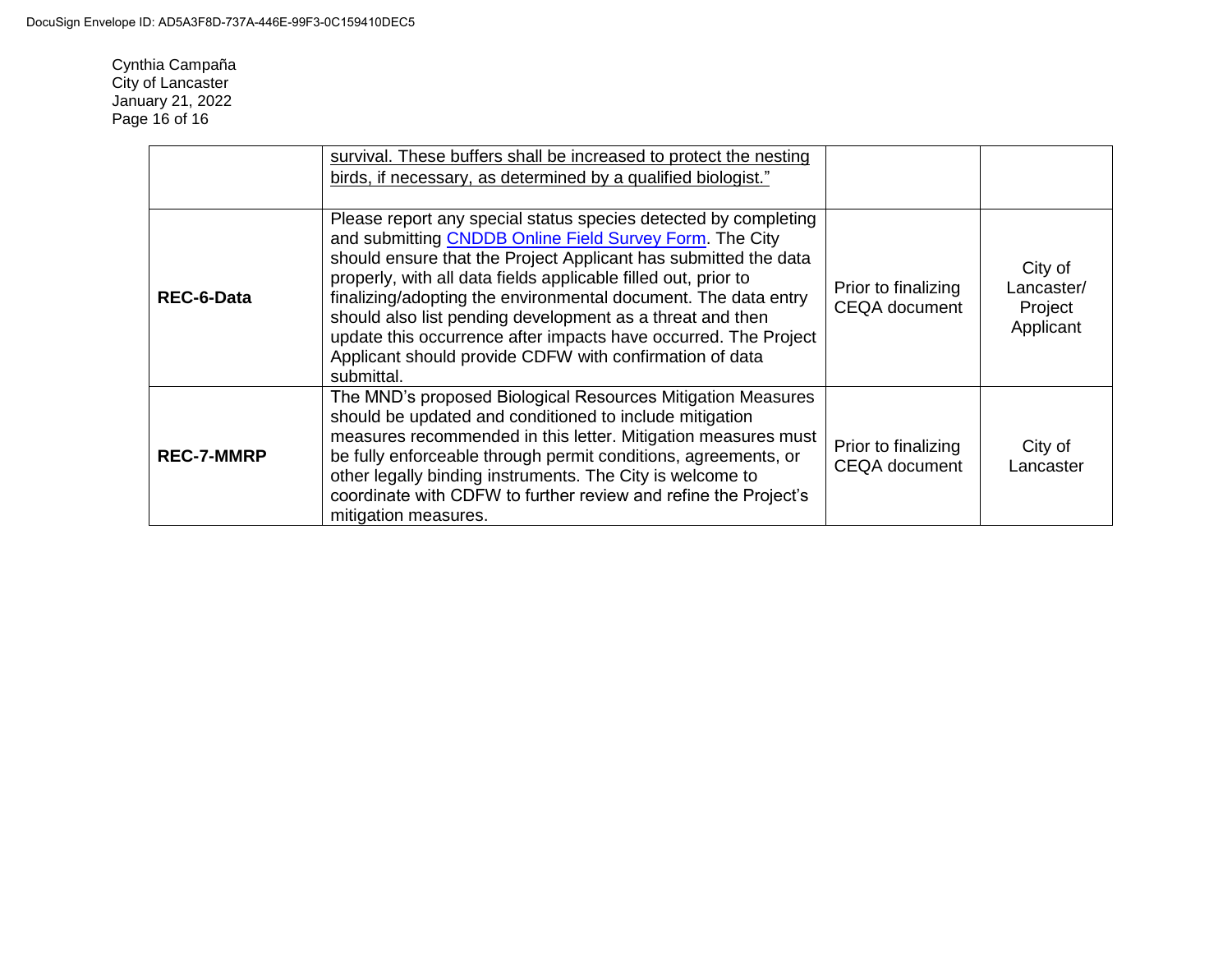Cynthia Campaña
City of Lancaster
January 21, 2022

| | | | |
|---|---|---|---|
| | survival. These buffers shall be increased to protect the nesting birds, if necessary, as determined by a qualified biologist." | | |
| **REC-6-Data** | Please report any special status species detected by completing and submitting CNDDB Online Field Survey Form. The City should ensure that the Project Applicant has submitted the data properly, with all data fields applicable filled out, prior to finalizing/adopting the environmental document. The data entry should also list pending development as a threat and then update this occurrence after impacts have occurred. The Project Applicant should provide CDFW with confirmation of data submittal. | Prior to finalizing CEQA document | City of Lancaster/ Project Applicant |
| **REC-7-MMRP** | The MND's proposed Biological Resources Mitigation Measures should be updated and conditioned to include mitigation measures recommended in this letter. Mitigation measures must be fully enforceable through permit conditions, agreements, or other legally binding instruments. The City is welcome to coordinate with CDFW to further review and refine the Project's mitigation measures. | Prior to finalizing CEQA document | City of Lancaster |